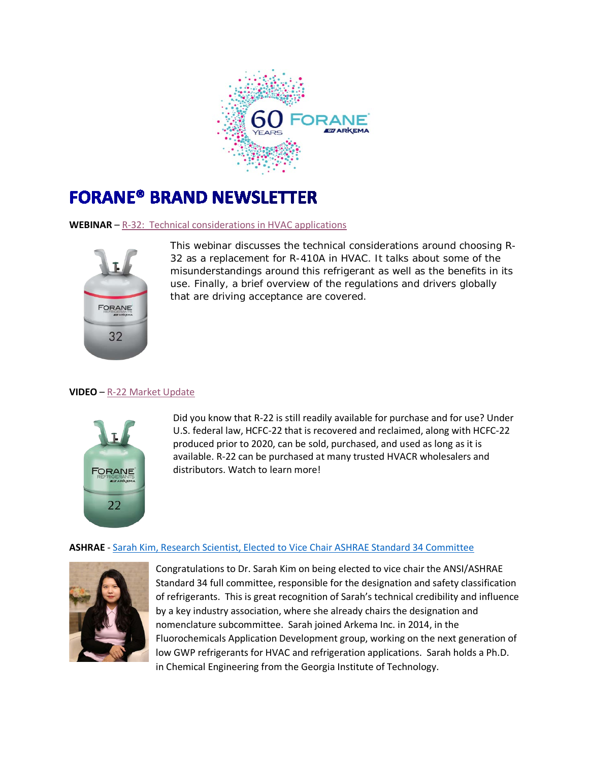# FORANE® BRAND NEWSLETTER

**WEBINAR** – R-32: Technical considerations in HVAC applications

This webinar discusses the technical considerations around choosing R-32 as a replacement for R-410A in HVAC. It talks about some of the misunderstandings around this refrigerant as well as the benefits in its use. Finally, a brief overview of the regulations and drivers globally that are driving acceptance are covered.

**VIDEO** – R-22 Market Update

Did you know that R-22 is still readily available for purchase and for use? Under U.S. federal law, HCFC-22 that is recovered and reclaimed, along with HCFC-22 produced prior to 2020, can be sold, purchased, and used as long as it is available. R-22 can be purchased at many trusted HVACR wholesalers and distributors. Watch to learn more!

**ASHRAE** - Sarah Kim, Research Scientist, Elected to Vice Chair ASHRAE Standard 34 Committee

Congratulations to Dr. Sarah Kim on being elected to vice chair the ANSI/ASHRAE Standard 34 full committee, responsible for the designation and safety classification of refrigerants. This is great recognition of Sarah's technical credibility and influence by a key industry association, where she already chairs the designation and nomenclature subcommittee. Sarah joined Arkema Inc. in 2014, in the Fluorochemicals Application Development group, working on the next generation of low GWP refrigerants for HVAC and refrigeration applications. Sarah holds a Ph.D. in Chemical Engineering from the Georgia Institute of Technology.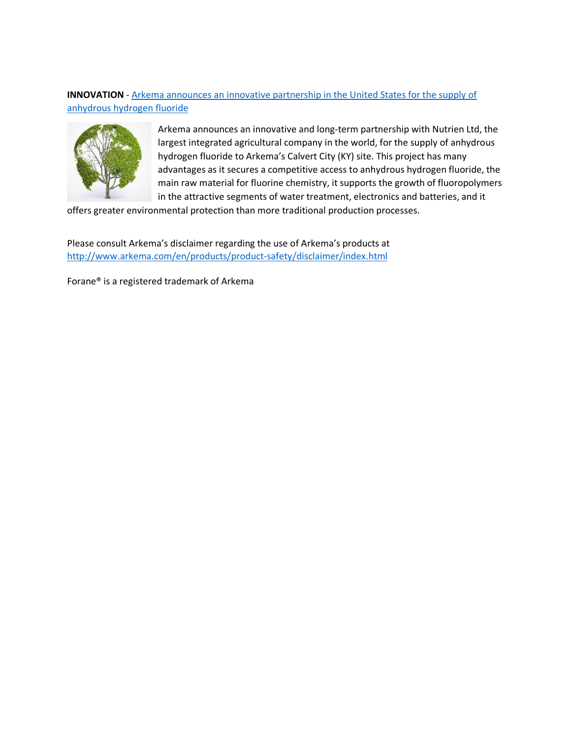**INNOVATION** - [Arkema announces an innovative partnership in the United States for the supply of anhydrous hydrogen fluoride]()

Arkema announces an innovative and long-term partnership with Nutrien Ltd, the largest integrated agricultural company in the world, for the supply of anhydrous hydrogen fluoride to Arkema's Calvert City (KY) site. This project has many advantages as it secures a competitive access to anhydrous hydrogen fluoride, the main raw material for fluorine chemistry, it supports the growth of fluoropolymers in the attractive segments of water treatment, electronics and batteries, and it offers greater environmental protection than more traditional production processes.

Please consult Arkema's disclaimer regarding the use of Arkema's products at
http://www.arkema.com/en/products/product-safety/disclaimer/index.html

Forane® is a registered trademark of Arkema